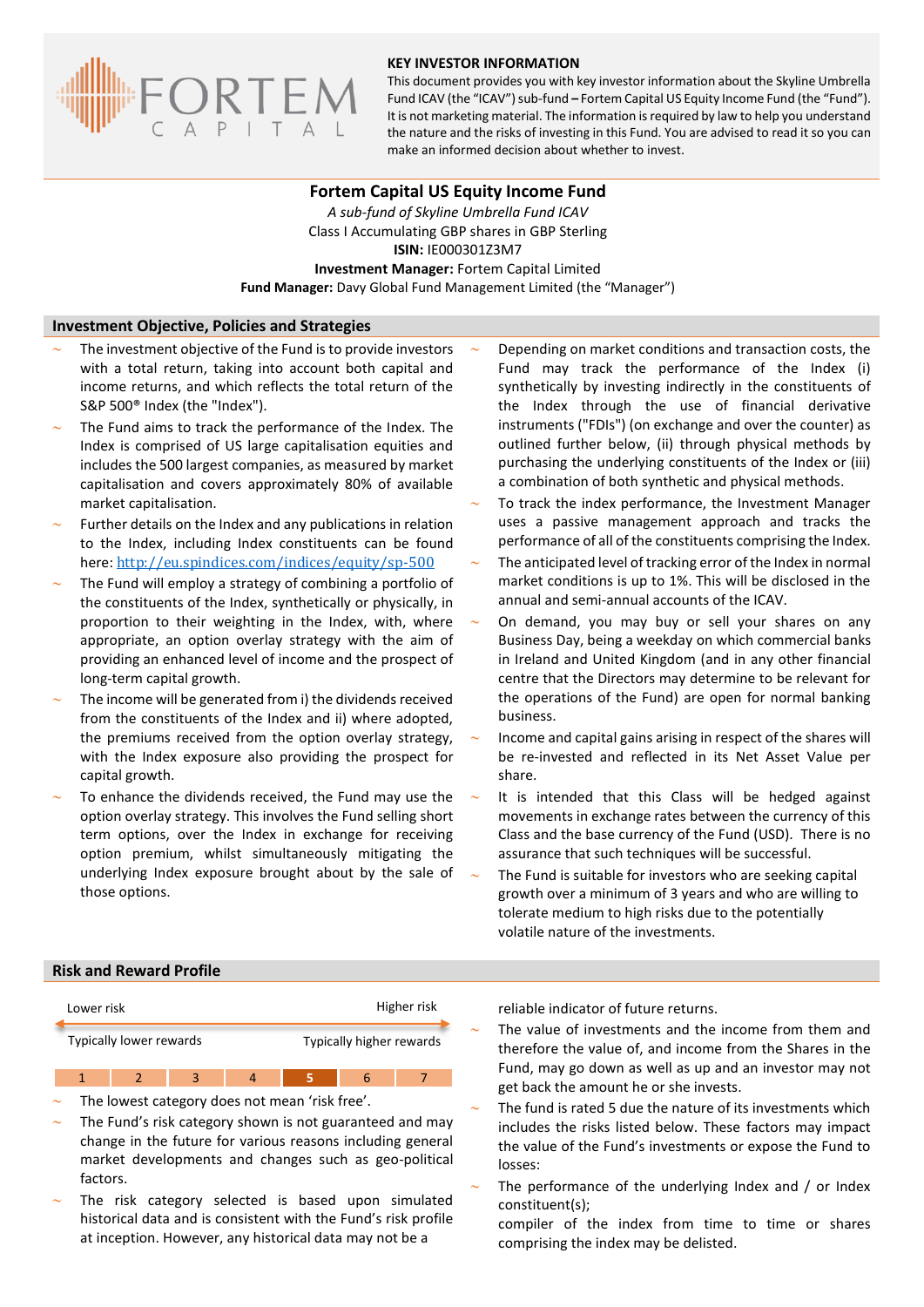FORTEM CAPITAL

## KEY INVESTOR INFORMATION

This document provides you with key investor information about the Skyline Umbrella Fund ICAV (the "ICAV") sub-fund – Fortem Capital US Equity Income Fund (the "Fund"). It is not marketing material. The information is required by law to help you understand the nature and the risks of investing in this Fund. You are advised to read it so you can make an informed decision about whether to invest.

# Fortem Capital US Equity Income Fund

*A sub-fund of Skyline Umbrella Fund ICAV*

Class I Accumulating GBP shares in GBP Sterling

**ISIN:** IE000301Z3M7

**Investment Manager:** Fortem Capital Limited

**Fund Manager:** Davy Global Fund Management Limited (the "Manager")

## Investment Objective, Policies and Strategies

- The investment objective of the Fund is to provide investors with a total return, taking into account both capital and income returns, and which reflects the total return of the S&P 500® Index (the "Index").
- The Fund aims to track the performance of the Index. The Index is comprised of US large capitalisation equities and includes the 500 largest companies, as measured by market capitalisation and covers approximately 80% of available market capitalisation.
- Further details on the Index and any publications in relation to the Index, including Index constituents can be found here: http://eu.spindices.com/indices/equity/sp-500
- The Fund will employ a strategy of combining a portfolio of the constituents of the Index, synthetically or physically, in proportion to their weighting in the Index, with, where appropriate, an option overlay strategy with the aim of providing an enhanced level of income and the prospect of long-term capital growth.
- The income will be generated from i) the dividends received from the constituents of the Index and ii) where adopted, the premiums received from the option overlay strategy, with the Index exposure also providing the prospect for capital growth.
- To enhance the dividends received, the Fund may use the option overlay strategy. This involves the Fund selling short term options, over the Index in exchange for receiving option premium, whilst simultaneously mitigating the underlying Index exposure brought about by the sale of those options.
- Depending on market conditions and transaction costs, the Fund may track the performance of the Index (i) synthetically by investing indirectly in the constituents of the Index through the use of financial derivative instruments ("FDIs") (on exchange and over the counter) as outlined further below, (ii) through physical methods by purchasing the underlying constituents of the Index or (iii) a combination of both synthetic and physical methods.
- To track the index performance, the Investment Manager uses a passive management approach and tracks the performance of all of the constituents comprising the Index.
- The anticipated level of tracking error of the Index in normal market conditions is up to 1%. This will be disclosed in the annual and semi-annual accounts of the ICAV.
- On demand, you may buy or sell your shares on any Business Day, being a weekday on which commercial banks in Ireland and United Kingdom (and in any other financial centre that the Directors may determine to be relevant for the operations of the Fund) are open for normal banking business.
- Income and capital gains arising in respect of the shares will be re-invested and reflected in its Net Asset Value per share.
- It is intended that this Class will be hedged against movements in exchange rates between the currency of this Class and the base currency of the Fund (USD). There is no assurance that such techniques will be successful.
- The Fund is suitable for investors who are seeking capital growth over a minimum of 3 years and who are willing to tolerate medium to high risks due to the potentially volatile nature of the investments.

## Risk and Reward Profile

| Lower risk | | | | | | Higher risk |
|---|---|---|---|---|---|---|
| Typically lower rewards | | | | | | Typically higher rewards |
| 1 | 2 | 3 | 4 | **5** | 6 | 7 |

- The lowest category does not mean 'risk free'.
- The Fund's risk category shown is not guaranteed and may change in the future for various reasons including general market developments and changes such as geo-political factors.
- The risk category selected is based upon simulated historical data and is consistent with the Fund's risk profile at inception. However, any historical data may not be a reliable indicator of future returns.
- The value of investments and the income from them and therefore the value of, and income from the Shares in the Fund, may go down as well as up and an investor may not get back the amount he or she invests.
- The fund is rated 5 due the nature of its investments which includes the risks listed below. These factors may impact the value of the Fund's investments or expose the Fund to losses:
- The performance of the underlying Index and / or Index constituent(s);
  compiler of the index from time to time or shares comprising the index may be delisted.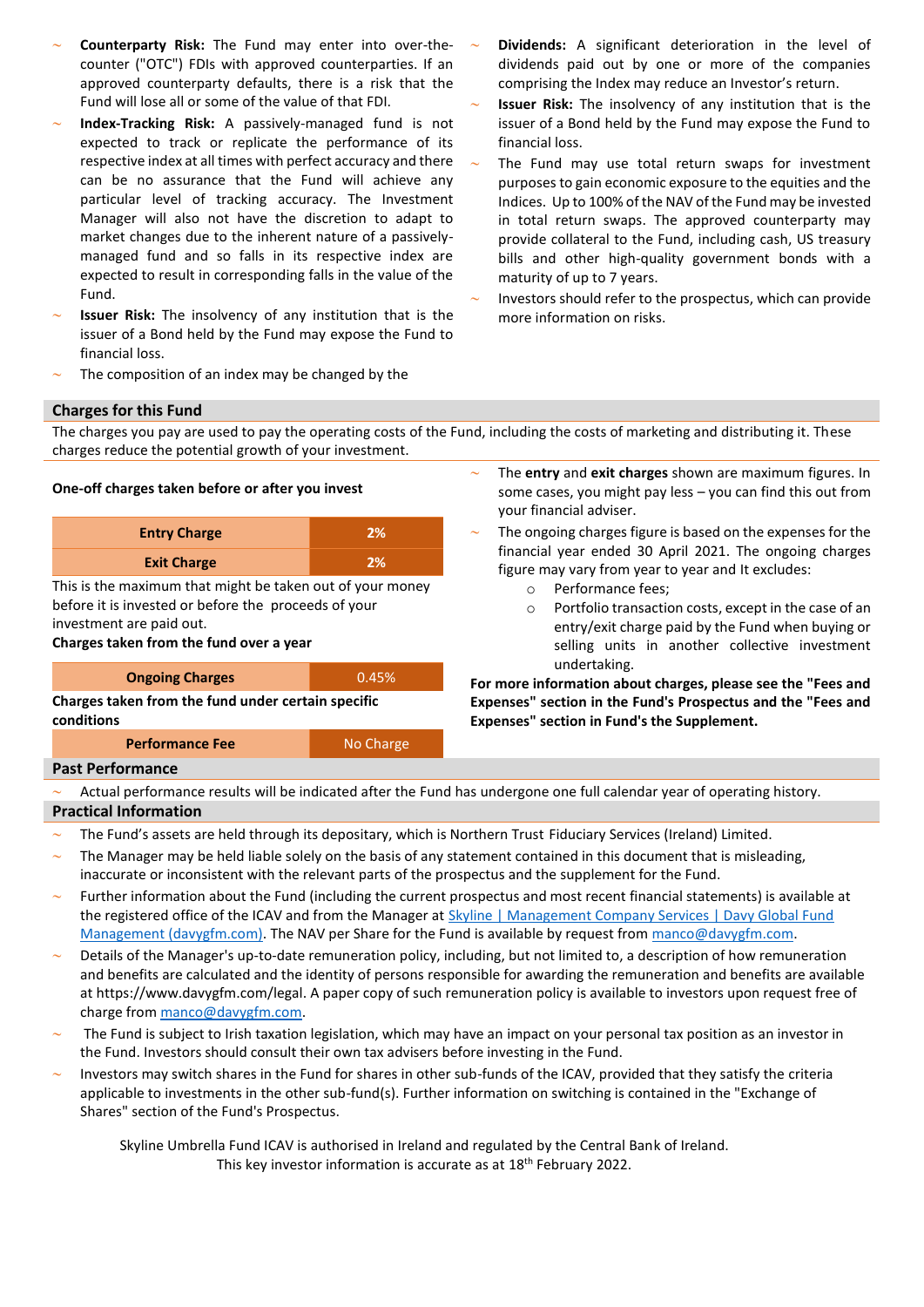- **Counterparty Risk:** The Fund may enter into over-the-counter ("OTC") FDIs with approved counterparties. If an approved counterparty defaults, there is a risk that the Fund will lose all or some of the value of that FDI.
- **Index-Tracking Risk:** A passively-managed fund is not expected to track or replicate the performance of its respective index at all times with perfect accuracy and there can be no assurance that the Fund will achieve any particular level of tracking accuracy. The Investment Manager will also not have the discretion to adapt to market changes due to the inherent nature of a passively-managed fund and so falls in its respective index are expected to result in corresponding falls in the value of the Fund.
- **Issuer Risk:** The insolvency of any institution that is the issuer of a Bond held by the Fund may expose the Fund to financial loss.
- The composition of an index may be changed by the
- **Dividends:** A significant deterioration in the level of dividends paid out by one or more of the companies comprising the Index may reduce an Investor's return.
- **Issuer Risk:** The insolvency of any institution that is the issuer of a Bond held by the Fund may expose the Fund to financial loss.
- The Fund may use total return swaps for investment purposes to gain economic exposure to the equities and the Indices. Up to 100% of the NAV of the Fund may be invested in total return swaps. The approved counterparty may provide collateral to the Fund, including cash, US treasury bills and other high-quality government bonds with a maturity of up to 7 years.
- Investors should refer to the prospectus, which can provide more information on risks.

## Charges for this Fund

The charges you pay are used to pay the operating costs of the Fund, including the costs of marketing and distributing it. These charges reduce the potential growth of your investment.

**One-off charges taken before or after you invest**

| | |
|---|---|
| **Entry Charge** | **2%** |
| **Exit Charge** | **2%** |

This is the maximum that might be taken out of your money before it is invested or before the proceeds of your investment are paid out.

**Charges taken from the fund over a year**

| | |
|---|---|
| **Ongoing Charges** | 0.45% |

**Charges taken from the fund under certain specific conditions**

| | |
|---|---|
| **Performance Fee** | No Charge |

- The **entry** and **exit charges** shown are maximum figures. In some cases, you might pay less – you can find this out from your financial adviser.
- The ongoing charges figure is based on the expenses for the financial year ended 30 April 2021. The ongoing charges figure may vary from year to year and It excludes:
  - Performance fees;
  - Portfolio transaction costs, except in the case of an entry/exit charge paid by the Fund when buying or selling units in another collective investment undertaking.

**For more information about charges, please see the "Fees and Expenses" section in the Fund's Prospectus and the "Fees and Expenses" section in Fund's the Supplement.**

## Past Performance

- Actual performance results will be indicated after the Fund has undergone one full calendar year of operating history.

## Practical Information

- The Fund's assets are held through its depositary, which is Northern Trust Fiduciary Services (Ireland) Limited.
- The Manager may be held liable solely on the basis of any statement contained in this document that is misleading, inaccurate or inconsistent with the relevant parts of the prospectus and the supplement for the Fund.
- Further information about the Fund (including the current prospectus and most recent financial statements) is available at the registered office of the ICAV and from the Manager at Skyline | Management Company Services | Davy Global Fund Management (davygfm.com). The NAV per Share for the Fund is available by request from manco@davygfm.com.
- Details of the Manager's up-to-date remuneration policy, including, but not limited to, a description of how remuneration and benefits are calculated and the identity of persons responsible for awarding the remuneration and benefits are available at https://www.davygfm.com/legal. A paper copy of such remuneration policy is available to investors upon request free of charge from manco@davygfm.com.
- The Fund is subject to Irish taxation legislation, which may have an impact on your personal tax position as an investor in the Fund. Investors should consult their own tax advisers before investing in the Fund.
- Investors may switch shares in the Fund for shares in other sub-funds of the ICAV, provided that they satisfy the criteria applicable to investments in the other sub-fund(s). Further information on switching is contained in the "Exchange of Shares" section of the Fund's Prospectus.

Skyline Umbrella Fund ICAV is authorised in Ireland and regulated by the Central Bank of Ireland.
This key investor information is accurate as at 18th February 2022.